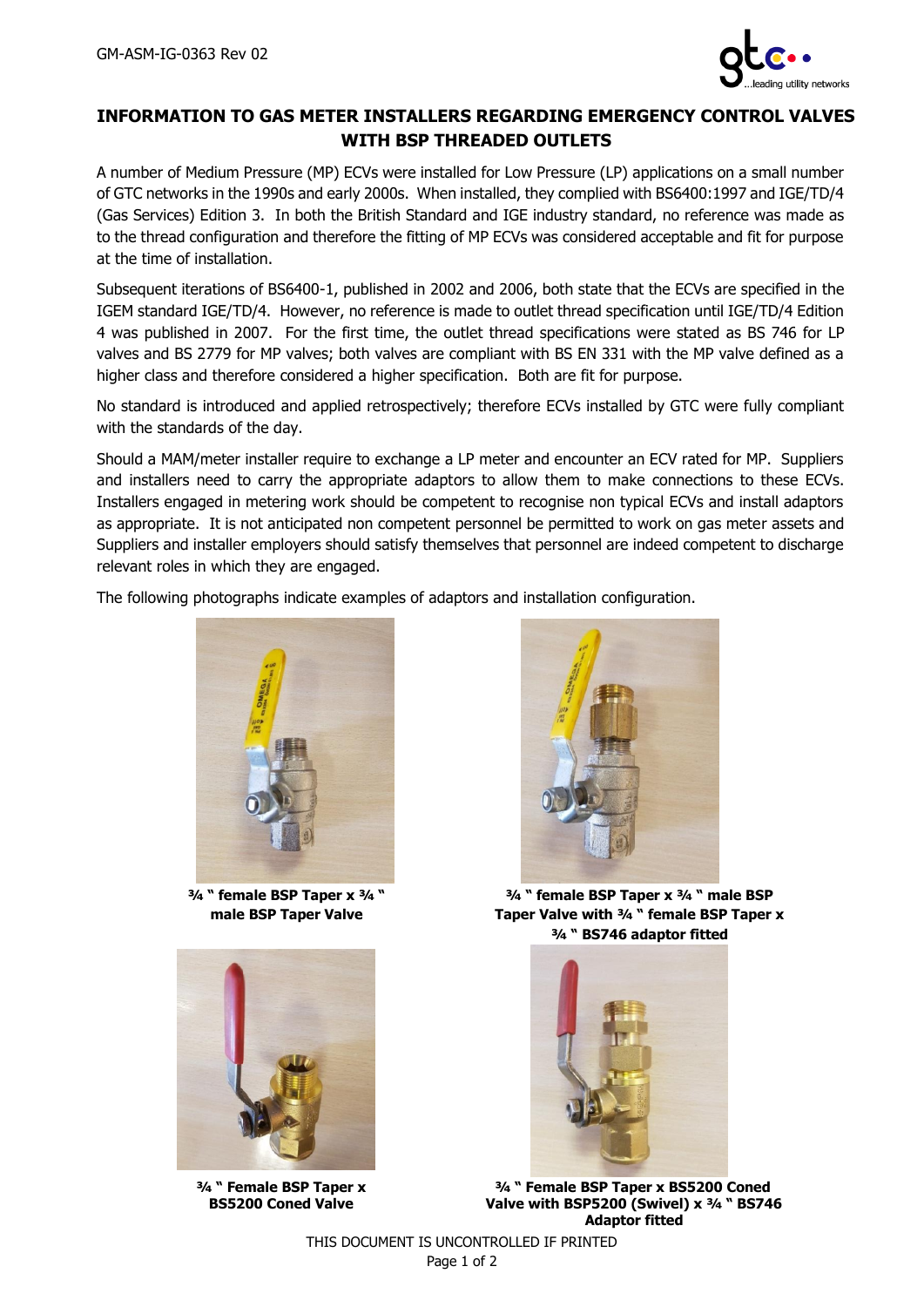# INFORMATION TO GAS METER INSTALLERS REGARDING EMERGENCY CONTROL VALVES WITH BSP THREADED OUTLETS

A number of Medium Pressure (MP) ECVs were installed for Low Pressure (LP) applications on a small number of GTC networks in the 1990s and early 2000s. When installed, they complied with BS6400:1997 and IGE/TD/4 (Gas Services) Edition 3. In both the British Standard and IGE industry standard, no reference was made as to the thread configuration and therefore the fitting of MP ECVs was considered acceptable and fit for purpose at the time of installation.

Subsequent iterations of BS6400-1, published in 2002 and 2006, both state that the ECVs are specified in the IGEM standard IGE/TD/4. However, no reference is made to outlet thread specification until IGE/TD/4 Edition 4 was published in 2007. For the first time, the outlet thread specifications were stated as BS 746 for LP valves and BS 2779 for MP valves; both valves are compliant with BS EN 331 with the MP valve defined as a higher class and therefore considered a higher specification. Both are fit for purpose.

No standard is introduced and applied retrospectively; therefore ECVs installed by GTC were fully compliant with the standards of the day.

Should a MAM/meter installer require to exchange a LP meter and encounter an ECV rated for MP. Suppliers and installers need to carry the appropriate adaptors to allow them to make connections to these ECVs. Installers engaged in metering work should be competent to recognise non typical ECVs and install adaptors as appropriate. It is not anticipated non competent personnel be permitted to work on gas meter assets and Suppliers and installer employers should satisfy themselves that personnel are indeed competent to discharge relevant roles in which they are engaged.

The following photographs indicate examples of adaptors and installation configuration.

**¾ " female BSP Taper x ¾ " male BSP Taper Valve**

**¾ " female BSP Taper x ¾ " male BSP Taper Valve with ¾ " female BSP Taper x ¾ " BS746 adaptor fitted**

**¾ " Female BSP Taper x BS5200 Coned Valve**

**¾ " Female BSP Taper x BS5200 Coned Valve with BSP5200 (Swivel) x ¾ " BS746 Adaptor fitted**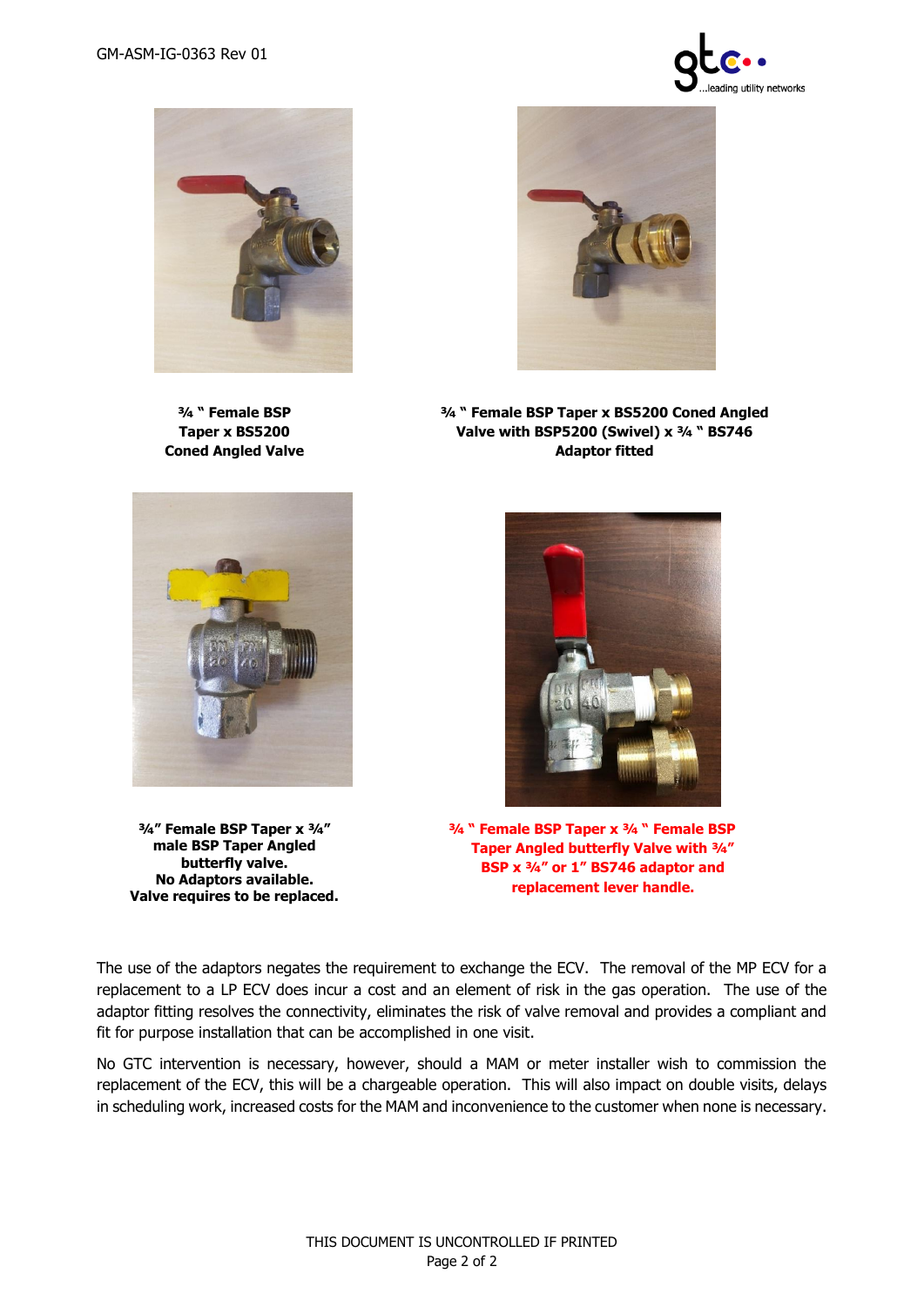**¾ " Female BSP Taper x BS5200 Coned Angled Valve**

**¾ " Female BSP Taper x BS5200 Coned Angled Valve with BSP5200 (Swivel) x ¾ " BS746 Adaptor fitted**

**¾" Female BSP Taper x ¾" male BSP Taper Angled butterfly valve.**
**No Adaptors available.**
**Valve requires to be replaced.**

**¾ " Female BSP Taper x ¾ " Female BSP Taper Angled butterfly Valve with ¾" BSP x ¾" or 1" BS746 adaptor and replacement lever handle.**

The use of the adaptors negates the requirement to exchange the ECV. The removal of the MP ECV for a replacement to a LP ECV does incur a cost and an element of risk in the gas operation. The use of the adaptor fitting resolves the connectivity, eliminates the risk of valve removal and provides a compliant and fit for purpose installation that can be accomplished in one visit.

No GTC intervention is necessary, however, should a MAM or meter installer wish to commission the replacement of the ECV, this will be a chargeable operation. This will also impact on double visits, delays in scheduling work, increased costs for the MAM and inconvenience to the customer when none is necessary.

THIS DOCUMENT IS UNCONTROLLED IF PRINTED